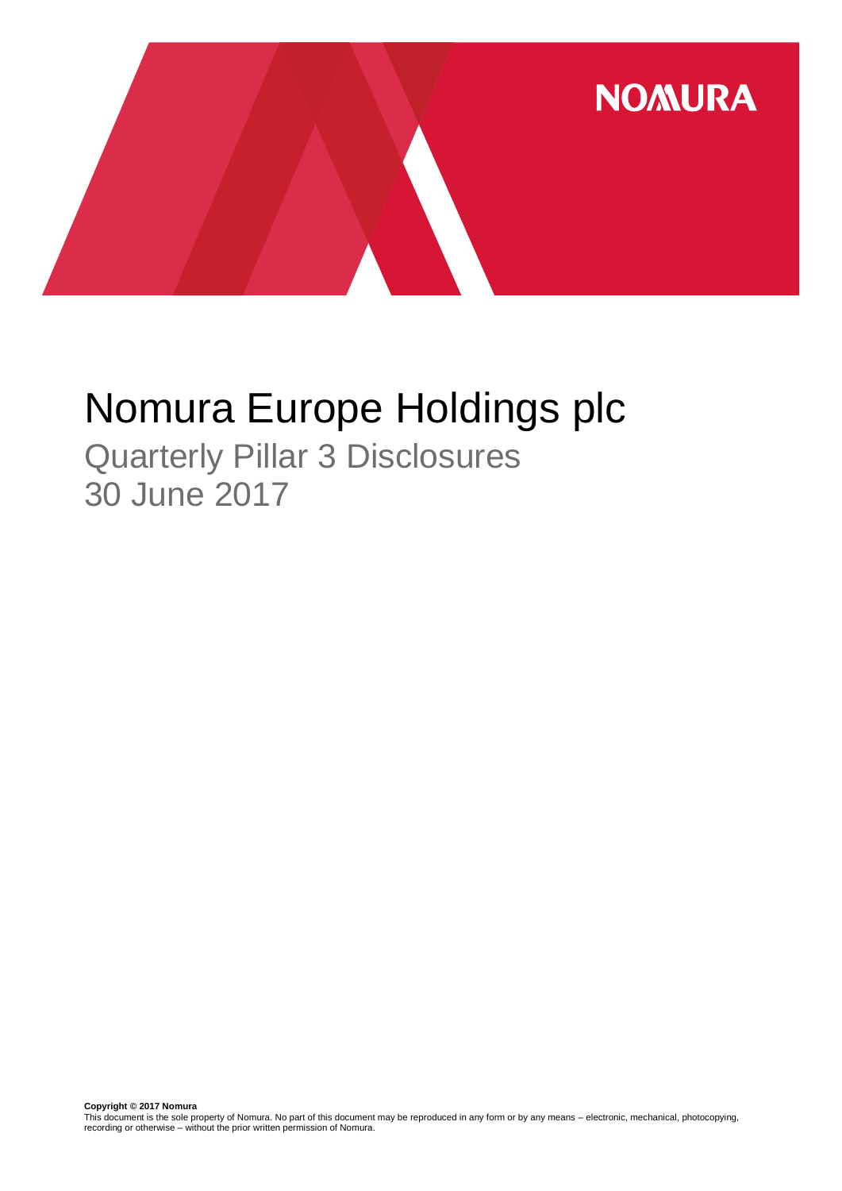NOMURA

# Nomura Europe Holdings plc

## Quarterly Pillar 3 Disclosures
## 30 June 2017

**Copyright © 2017 Nomura**
This document is the sole property of Nomura. No part of this document may be reproduced in any form or by any means – electronic, mechanical, photocopying, recording or otherwise – without the prior written permission of Nomura.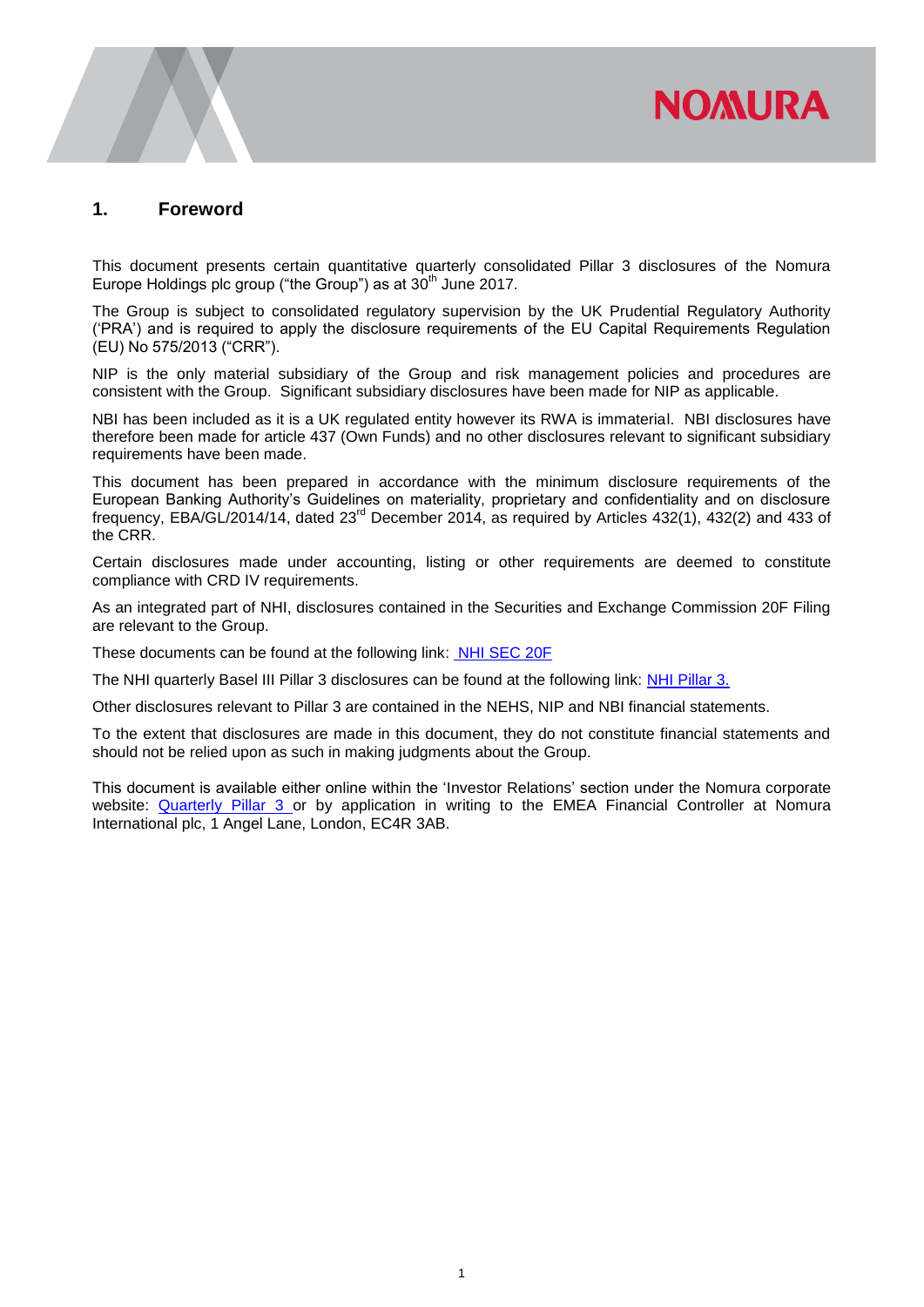## 1. Foreword

This document presents certain quantitative quarterly consolidated Pillar 3 disclosures of the Nomura Europe Holdings plc group ("the Group") as at 30th June 2017.

The Group is subject to consolidated regulatory supervision by the UK Prudential Regulatory Authority ('PRA') and is required to apply the disclosure requirements of the EU Capital Requirements Regulation (EU) No 575/2013 ("CRR").

NIP is the only material subsidiary of the Group and risk management policies and procedures are consistent with the Group. Significant subsidiary disclosures have been made for NIP as applicable.

NBI has been included as it is a UK regulated entity however its RWA is immaterial. NBI disclosures have therefore been made for article 437 (Own Funds) and no other disclosures relevant to significant subsidiary requirements have been made.

This document has been prepared in accordance with the minimum disclosure requirements of the European Banking Authority's Guidelines on materiality, proprietary and confidentiality and on disclosure frequency, EBA/GL/2014/14, dated 23rd December 2014, as required by Articles 432(1), 432(2) and 433 of the CRR.

Certain disclosures made under accounting, listing or other requirements are deemed to constitute compliance with CRD IV requirements.

As an integrated part of NHI, disclosures contained in the Securities and Exchange Commission 20F Filing are relevant to the Group.

These documents can be found at the following link: NHI SEC 20F

The NHI quarterly Basel III Pillar 3 disclosures can be found at the following link: NHI Pillar 3.

Other disclosures relevant to Pillar 3 are contained in the NEHS, NIP and NBI financial statements.

To the extent that disclosures are made in this document, they do not constitute financial statements and should not be relied upon as such in making judgments about the Group.

This document is available either online within the 'Investor Relations' section under the Nomura corporate website: Quarterly Pillar 3 or by application in writing to the EMEA Financial Controller at Nomura International plc, 1 Angel Lane, London, EC4R 3AB.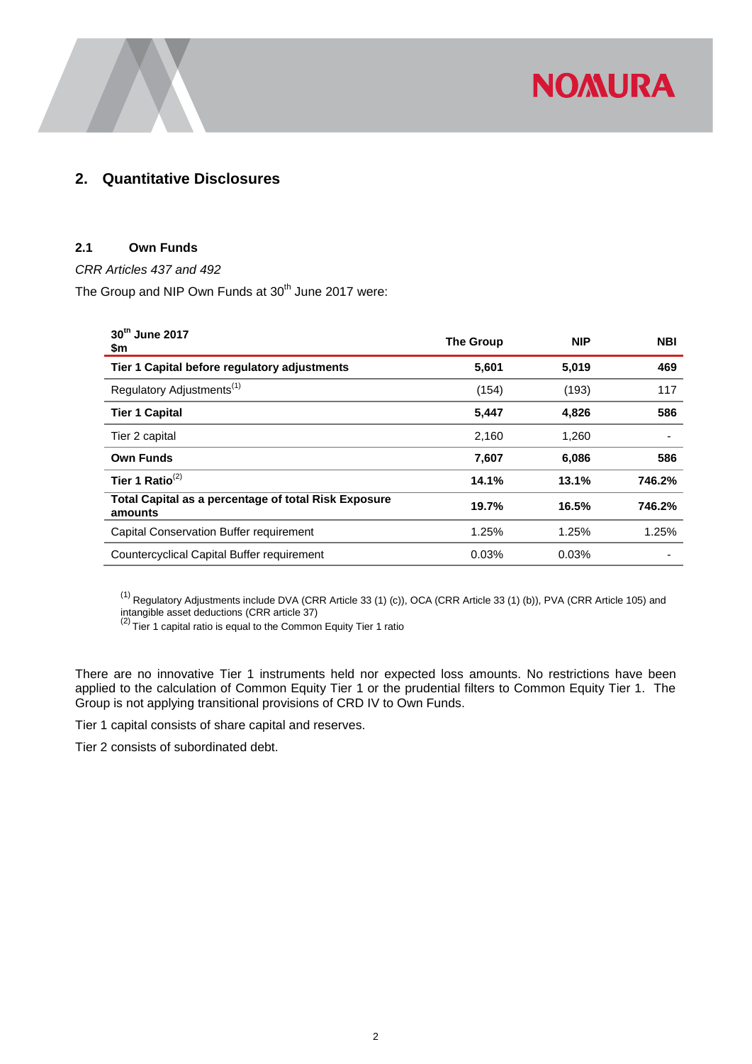## 2. Quantitative Disclosures

### 2.1 Own Funds

*CRR Articles 437 and 492*

The Group and NIP Own Funds at 30th June 2017 were:

| 30th June 2017<br>$m | The Group | NIP | NBI |
|---|---|---|---|
| **Tier 1 Capital before regulatory adjustments** | **5,601** | **5,019** | **469** |
| Regulatory Adjustments[1] | (154) | (193) | 117 |
| **Tier 1 Capital** | **5,447** | **4,826** | **586** |
| Tier 2 capital | 2,160 | 1,260 | - |
| **Own Funds** | **7,607** | **6,086** | **586** |
| **Tier 1 Ratio[2]** | **14.1%** | **13.1%** | **746.2%** |
| **Total Capital as a percentage of total Risk Exposure amounts** | **19.7%** | **16.5%** | **746.2%** |
| Capital Conservation Buffer requirement | 1.25% | 1.25% | 1.25% |
| Countercyclical Capital Buffer requirement | 0.03% | 0.03% | - |

[1] Regulatory Adjustments include DVA (CRR Article 33 (1) (c)), OCA (CRR Article 33 (1) (b)), PVA (CRR Article 105) and intangible asset deductions (CRR article 37)
[2] Tier 1 capital ratio is equal to the Common Equity Tier 1 ratio

There are no innovative Tier 1 instruments held nor expected loss amounts. No restrictions have been applied to the calculation of Common Equity Tier 1 or the prudential filters to Common Equity Tier 1. The Group is not applying transitional provisions of CRD IV to Own Funds.

Tier 1 capital consists of share capital and reserves.

Tier 2 consists of subordinated debt.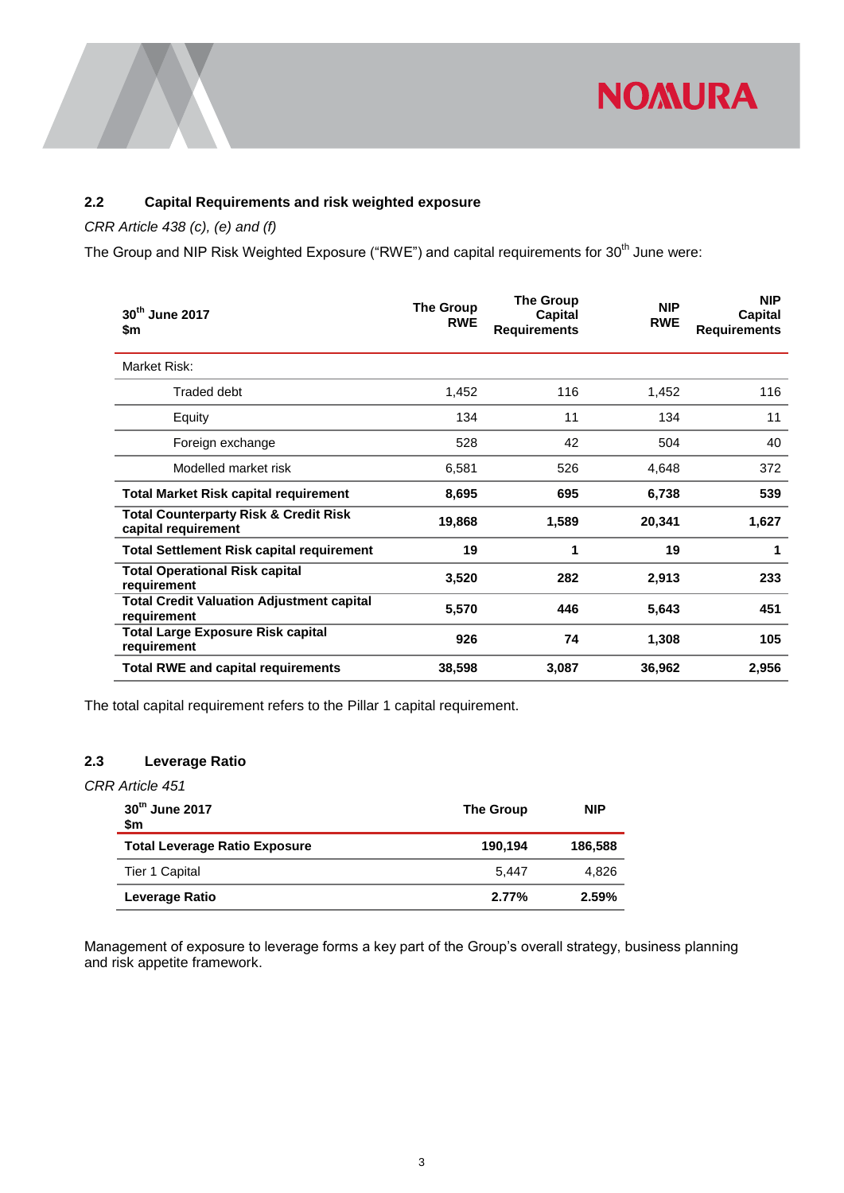## 2.2 Capital Requirements and risk weighted exposure

*CRR Article 438 (c), (e) and (f)*

The Group and NIP Risk Weighted Exposure ("RWE") and capital requirements for 30th June were:

| 30th June 2017 $m | The Group RWE | The Group Capital Requirements | NIP RWE | NIP Capital Requirements |
|---|---|---|---|---|
| Market Risk: | | | | |
| Traded debt | 1,452 | 116 | 1,452 | 116 |
| Equity | 134 | 11 | 134 | 11 |
| Foreign exchange | 528 | 42 | 504 | 40 |
| Modelled market risk | 6,581 | 526 | 4,648 | 372 |
| **Total Market Risk capital requirement** | **8,695** | **695** | **6,738** | **539** |
| **Total Counterparty Risk & Credit Risk capital requirement** | **19,868** | **1,589** | **20,341** | **1,627** |
| **Total Settlement Risk capital requirement** | **19** | **1** | **19** | **1** |
| **Total Operational Risk capital requirement** | **3,520** | **282** | **2,913** | **233** |
| **Total Credit Valuation Adjustment capital requirement** | **5,570** | **446** | **5,643** | **451** |
| **Total Large Exposure Risk capital requirement** | **926** | **74** | **1,308** | **105** |
| **Total RWE and capital requirements** | **38,598** | **3,087** | **36,962** | **2,956** |

The total capital requirement refers to the Pillar 1 capital requirement.

## 2.3 Leverage Ratio

*CRR Article 451*

| 30th June 2017 $m | The Group | NIP |
|---|---|---|
| **Total Leverage Ratio Exposure** | **190,194** | **186,588** |
| Tier 1 Capital | 5,447 | 4,826 |
| **Leverage Ratio** | **2.77%** | **2.59%** |

Management of exposure to leverage forms a key part of the Group's overall strategy, business planning and risk appetite framework.